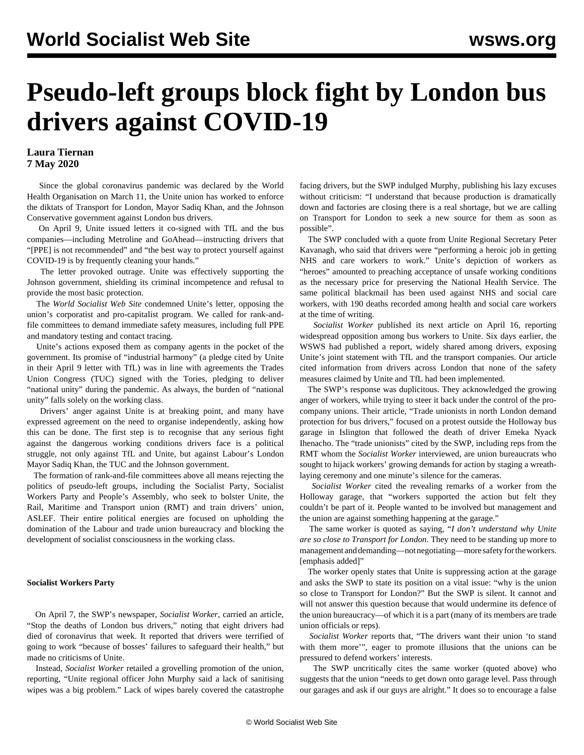# Pseudo-left groups block fight by London bus drivers against COVID-19

**Laura Tiernan**
**7 May 2020**

Since the global coronavirus pandemic was declared by the World Health Organisation on March 11, the Unite union has worked to enforce the diktats of Transport for London, Mayor Sadiq Khan, and the Johnson Conservative government against London bus drivers.

On April 9, Unite issued letters it co-signed with TfL and the bus companies—including Metroline and GoAhead—instructing drivers that "[PPE] is not recommended" and "the best way to protect yourself against COVID-19 is by frequently cleaning your hands."

The letter provoked outrage. Unite was effectively supporting the Johnson government, shielding its criminal incompetence and refusal to provide the most basic protection.

The *World Socialist Web Site* condemned Unite's letter, opposing the union's corporatist and pro-capitalist program. We called for rank-and-file committees to demand immediate safety measures, including full PPE and mandatory testing and contact tracing.

Unite's actions exposed them as company agents in the pocket of the government. Its promise of "industrial harmony" (a pledge cited by Unite in their April 9 letter with TfL) was in line with agreements the Trades Union Congress (TUC) signed with the Tories, pledging to deliver "national unity" during the pandemic. As always, the burden of "national unity" falls solely on the working class.

Drivers' anger against Unite is at breaking point, and many have expressed agreement on the need to organise independently, asking how this can be done. The first step is to recognise that any serious fight against the dangerous working conditions drivers face is a political struggle, not only against TfL and Unite, but against Labour's London Mayor Sadiq Khan, the TUC and the Johnson government.

The formation of rank-and-file committees above all means rejecting the politics of pseudo-left groups, including the Socialist Party, Socialist Workers Party and People's Assembly, who seek to bolster Unite, the Rail, Maritime and Transport union (RMT) and train drivers' union, ASLEF. Their entire political energies are focused on upholding the domination of the Labour and trade union bureaucracy and blocking the development of socialist consciousness in the working class.

**Socialist Workers Party**

On April 7, the SWP's newspaper, *Socialist Worker*, carried an article, "Stop the deaths of London bus drivers," noting that eight drivers had died of coronavirus that week. It reported that drivers were terrified of going to work "because of bosses' failures to safeguard their health," but made no criticisms of Unite.

Instead, *Socialist Worker* retailed a grovelling promotion of the union, reporting, "Unite regional officer John Murphy said a lack of sanitising wipes was a big problem." Lack of wipes barely covered the catastrophe facing drivers, but the SWP indulged Murphy, publishing his lazy excuses without criticism: "I understand that because production is dramatically down and factories are closing there is a real shortage, but we are calling on Transport for London to seek a new source for them as soon as possible".

The SWP concluded with a quote from Unite Regional Secretary Peter Kavanagh, who said that drivers were "performing a heroic job in getting NHS and care workers to work." Unite's depiction of workers as "heroes" amounted to preaching acceptance of unsafe working conditions as the necessary price for preserving the National Health Service. The same political blackmail has been used against NHS and social care workers, with 190 deaths recorded among health and social care workers at the time of writing.

*Socialist Worker* published its next article on April 16, reporting widespread opposition among bus workers to Unite. Six days earlier, the WSWS had published a report, widely shared among drivers, exposing Unite's joint statement with TfL and the transport companies. Our article cited information from drivers across London that none of the safety measures claimed by Unite and TfL had been implemented.

The SWP's response was duplicitous. They acknowledged the growing anger of workers, while trying to steer it back under the control of the pro-company unions. Their article, "Trade unionists in north London demand protection for bus drivers," focused on a protest outside the Holloway bus garage in Islington that followed the death of driver Emeka Nyack Ihenacho. The "trade unionists" cited by the SWP, including reps from the RMT whom the *Socialist Worker* interviewed, are union bureaucrats who sought to hijack workers' growing demands for action by staging a wreath-laying ceremony and one minute's silence for the cameras.

*Socialist Worker* cited the revealing remarks of a worker from the Holloway garage, that "workers supported the action but felt they couldn't be part of it. People wanted to be involved but management and the union are against something happening at the garage."

The same worker is quoted as saying, "*I don't understand why Unite are so close to Transport for London*. They need to be standing up more to management and demanding—not negotiating—more safety for the workers. [emphasis added]"

The worker openly states that Unite is suppressing action at the garage and asks the SWP to state its position on a vital issue: "why is the union so close to Transport for London?" But the SWP is silent. It cannot and will not answer this question because that would undermine its defence of the union bureaucracy—of which it is a part (many of its members are trade union officials or reps).

*Socialist Worker* reports that, "The drivers want their union 'to stand with them more'", eager to promote illusions that the unions can be pressured to defend workers' interests.

The SWP uncritically cites the same worker (quoted above) who suggests that the union "needs to get down onto garage level. Pass through our garages and ask if our guys are alright." It does so to encourage a false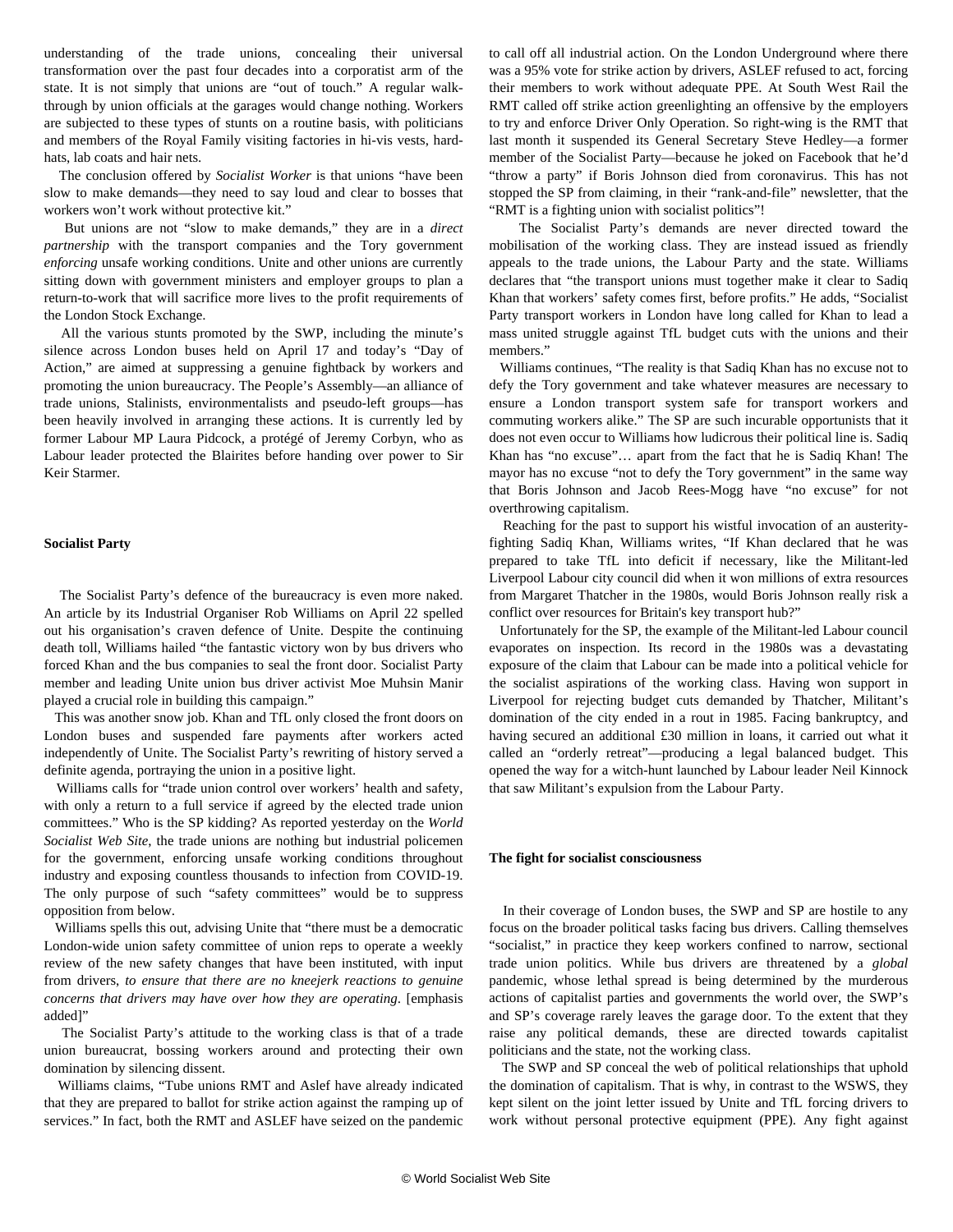understanding of the trade unions, concealing their universal transformation over the past four decades into a corporatist arm of the state. It is not simply that unions are "out of touch." A regular walk-through by union officials at the garages would change nothing. Workers are subjected to these types of stunts on a routine basis, with politicians and members of the Royal Family visiting factories in hi-vis vests, hard-hats, lab coats and hair nets.

The conclusion offered by *Socialist Worker* is that unions "have been slow to make demands—they need to say loud and clear to bosses that workers won't work without protective kit."

But unions are not "slow to make demands," they are in a *direct partnership* with the transport companies and the Tory government *enforcing* unsafe working conditions. Unite and other unions are currently sitting down with government ministers and employer groups to plan a return-to-work that will sacrifice more lives to the profit requirements of the London Stock Exchange.

All the various stunts promoted by the SWP, including the minute's silence across London buses held on April 17 and today's "Day of Action," are aimed at suppressing a genuine fightback by workers and promoting the union bureaucracy. The People's Assembly—an alliance of trade unions, Stalinists, environmentalists and pseudo-left groups—has been heavily involved in arranging these actions. It is currently led by former Labour MP Laura Pidcock, a protégé of Jeremy Corbyn, who as Labour leader protected the Blairites before handing over power to Sir Keir Starmer.

**Socialist Party**

The Socialist Party's defence of the bureaucracy is even more naked. An article by its Industrial Organiser Rob Williams on April 22 spelled out his organisation's craven defence of Unite. Despite the continuing death toll, Williams hailed "the fantastic victory won by bus drivers who forced Khan and the bus companies to seal the front door. Socialist Party member and leading Unite union bus driver activist Moe Muhsin Manir played a crucial role in building this campaign."

This was another snow job. Khan and TfL only closed the front doors on London buses and suspended fare payments after workers acted independently of Unite. The Socialist Party's rewriting of history served a definite agenda, portraying the union in a positive light.

Williams calls for "trade union control over workers' health and safety, with only a return to a full service if agreed by the elected trade union committees." Who is the SP kidding? As reported yesterday on the *World Socialist Web Site*, the trade unions are nothing but industrial policemen for the government, enforcing unsafe working conditions throughout industry and exposing countless thousands to infection from COVID-19. The only purpose of such "safety committees" would be to suppress opposition from below.

Williams spells this out, advising Unite that "there must be a democratic London-wide union safety committee of union reps to operate a weekly review of the new safety changes that have been instituted, with input from drivers, *to ensure that there are no kneejerk reactions to genuine concerns that drivers may have over how they are operating*. [emphasis added]"

The Socialist Party's attitude to the working class is that of a trade union bureaucrat, bossing workers around and protecting their own domination by silencing dissent.

Williams claims, "Tube unions RMT and Aslef have already indicated that they are prepared to ballot for strike action against the ramping up of services." In fact, both the RMT and ASLEF have seized on the pandemic to call off all industrial action. On the London Underground where there was a 95% vote for strike action by drivers, ASLEF refused to act, forcing their members to work without adequate PPE. At South West Rail the RMT called off strike action greenlighting an offensive by the employers to try and enforce Driver Only Operation. So right-wing is the RMT that last month it suspended its General Secretary Steve Hedley—a former member of the Socialist Party—because he joked on Facebook that he'd "throw a party" if Boris Johnson died from coronavirus. This has not stopped the SP from claiming, in their "rank-and-file" newsletter, that the "RMT is a fighting union with socialist politics"!

The Socialist Party's demands are never directed toward the mobilisation of the working class. They are instead issued as friendly appeals to the trade unions, the Labour Party and the state. Williams declares that "the transport unions must together make it clear to Sadiq Khan that workers' safety comes first, before profits." He adds, "Socialist Party transport workers in London have long called for Khan to lead a mass united struggle against TfL budget cuts with the unions and their members."

Williams continues, "The reality is that Sadiq Khan has no excuse not to defy the Tory government and take whatever measures are necessary to ensure a London transport system safe for transport workers and commuting workers alike." The SP are such incurable opportunists that it does not even occur to Williams how ludicrous their political line is. Sadiq Khan has "no excuse"… apart from the fact that he is Sadiq Khan! The mayor has no excuse "not to defy the Tory government" in the same way that Boris Johnson and Jacob Rees-Mogg have "no excuse" for not overthrowing capitalism.

Reaching for the past to support his wistful invocation of an austerity-fighting Sadiq Khan, Williams writes, "If Khan declared that he was prepared to take TfL into deficit if necessary, like the Militant-led Liverpool Labour city council did when it won millions of extra resources from Margaret Thatcher in the 1980s, would Boris Johnson really risk a conflict over resources for Britain's key transport hub?"

Unfortunately for the SP, the example of the Militant-led Labour council evaporates on inspection. Its record in the 1980s was a devastating exposure of the claim that Labour can be made into a political vehicle for the socialist aspirations of the working class. Having won support in Liverpool for rejecting budget cuts demanded by Thatcher, Militant's domination of the city ended in a rout in 1985. Facing bankruptcy, and having secured an additional £30 million in loans, it carried out what it called an "orderly retreat"—producing a legal balanced budget. This opened the way for a witch-hunt launched by Labour leader Neil Kinnock that saw Militant's expulsion from the Labour Party.

**The fight for socialist consciousness**

In their coverage of London buses, the SWP and SP are hostile to any focus on the broader political tasks facing bus drivers. Calling themselves "socialist," in practice they keep workers confined to narrow, sectional trade union politics. While bus drivers are threatened by a *global* pandemic, whose lethal spread is being determined by the murderous actions of capitalist parties and governments the world over, the SWP's and SP's coverage rarely leaves the garage door. To the extent that they raise any political demands, these are directed towards capitalist politicians and the state, not the working class.

The SWP and SP conceal the web of political relationships that uphold the domination of capitalism. That is why, in contrast to the WSWS, they kept silent on the joint letter issued by Unite and TfL forcing drivers to work without personal protective equipment (PPE). Any fight against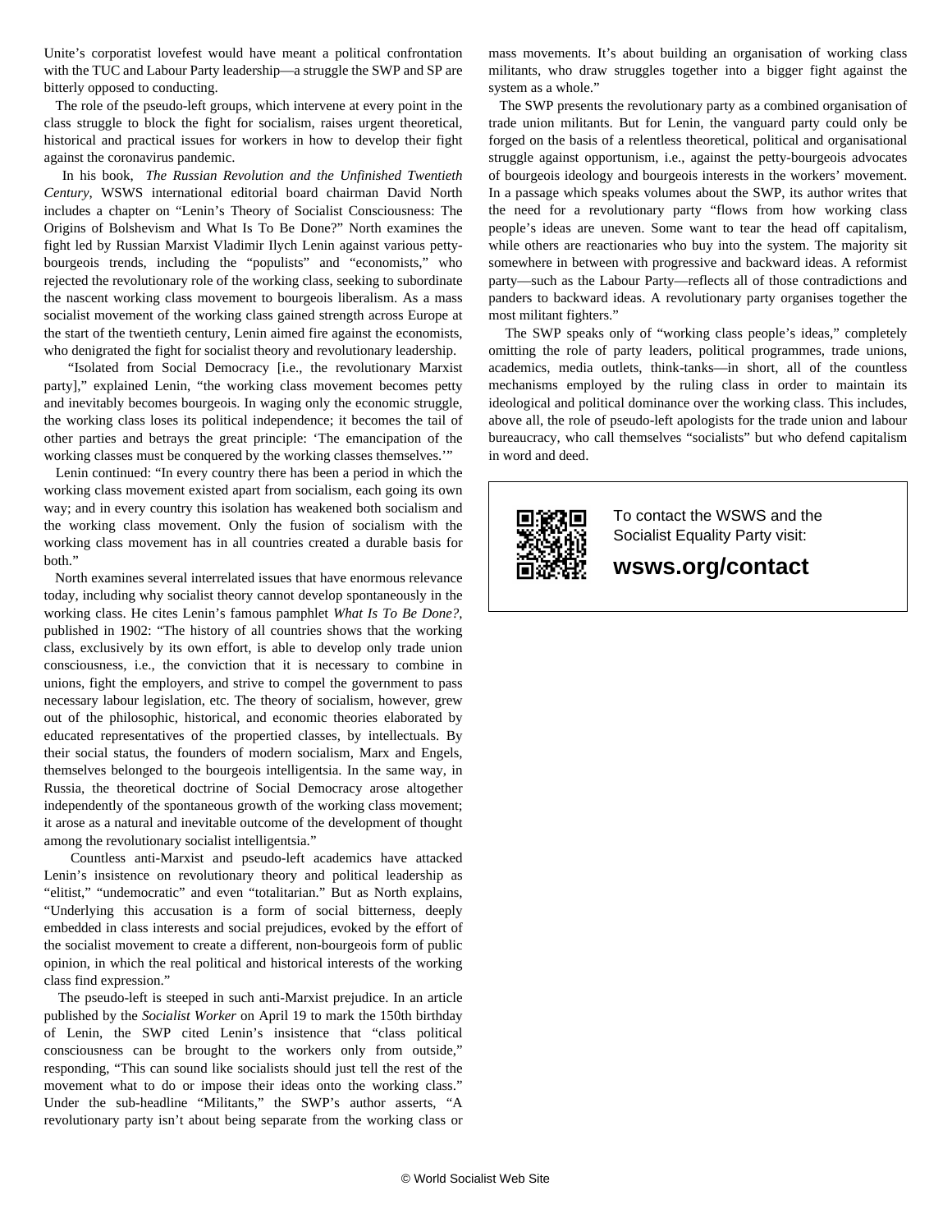Unite's corporatist lovefest would have meant a political confrontation with the TUC and Labour Party leadership—a struggle the SWP and SP are bitterly opposed to conducting.

The role of the pseudo-left groups, which intervene at every point in the class struggle to block the fight for socialism, raises urgent theoretical, historical and practical issues for workers in how to develop their fight against the coronavirus pandemic.

In his book, *The Russian Revolution and the Unfinished Twentieth Century*, WSWS international editorial board chairman David North includes a chapter on "Lenin's Theory of Socialist Consciousness: The Origins of Bolshevism and What Is To Be Done?" North examines the fight led by Russian Marxist Vladimir Ilych Lenin against various petty-bourgeois trends, including the "populists" and "economists," who rejected the revolutionary role of the working class, seeking to subordinate the nascent working class movement to bourgeois liberalism. As a mass socialist movement of the working class gained strength across Europe at the start of the twentieth century, Lenin aimed fire against the economists, who denigrated the fight for socialist theory and revolutionary leadership.

"Isolated from Social Democracy [i.e., the revolutionary Marxist party]," explained Lenin, "the working class movement becomes petty and inevitably becomes bourgeois. In waging only the economic struggle, the working class loses its political independence; it becomes the tail of other parties and betrays the great principle: 'The emancipation of the working classes must be conquered by the working classes themselves.'"

Lenin continued: "In every country there has been a period in which the working class movement existed apart from socialism, each going its own way; and in every country this isolation has weakened both socialism and the working class movement. Only the fusion of socialism with the working class movement has in all countries created a durable basis for both."

North examines several interrelated issues that have enormous relevance today, including why socialist theory cannot develop spontaneously in the working class. He cites Lenin's famous pamphlet *What Is To Be Done?*, published in 1902: "The history of all countries shows that the working class, exclusively by its own effort, is able to develop only trade union consciousness, i.e., the conviction that it is necessary to combine in unions, fight the employers, and strive to compel the government to pass necessary labour legislation, etc. The theory of socialism, however, grew out of the philosophic, historical, and economic theories elaborated by educated representatives of the propertied classes, by intellectuals. By their social status, the founders of modern socialism, Marx and Engels, themselves belonged to the bourgeois intelligentsia. In the same way, in Russia, the theoretical doctrine of Social Democracy arose altogether independently of the spontaneous growth of the working class movement; it arose as a natural and inevitable outcome of the development of thought among the revolutionary socialist intelligentsia."

Countless anti-Marxist and pseudo-left academics have attacked Lenin's insistence on revolutionary theory and political leadership as "elitist," "undemocratic" and even "totalitarian." But as North explains, "Underlying this accusation is a form of social bitterness, deeply embedded in class interests and social prejudices, evoked by the effort of the socialist movement to create a different, non-bourgeois form of public opinion, in which the real political and historical interests of the working class find expression."

The pseudo-left is steeped in such anti-Marxist prejudice. In an article published by the *Socialist Worker* on April 19 to mark the 150th birthday of Lenin, the SWP cited Lenin's insistence that "class political consciousness can be brought to the workers only from outside," responding, "This can sound like socialists should just tell the rest of the movement what to do or impose their ideas onto the working class." Under the sub-headline "Militants," the SWP's author asserts, "A revolutionary party isn't about being separate from the working class or mass movements. It's about building an organisation of working class militants, who draw struggles together into a bigger fight against the system as a whole."

The SWP presents the revolutionary party as a combined organisation of trade union militants. But for Lenin, the vanguard party could only be forged on the basis of a relentless theoretical, political and organisational struggle against opportunism, i.e., against the petty-bourgeois advocates of bourgeois ideology and bourgeois interests in the workers' movement. In a passage which speaks volumes about the SWP, its author writes that the need for a revolutionary party "flows from how working class people's ideas are uneven. Some want to tear the head off capitalism, while others are reactionaries who buy into the system. The majority sit somewhere in between with progressive and backward ideas. A reformist party—such as the Labour Party—reflects all of those contradictions and panders to backward ideas. A revolutionary party organises together the most militant fighters."

The SWP speaks only of "working class people's ideas," completely omitting the role of party leaders, political programmes, trade unions, academics, media outlets, think-tanks—in short, all of the countless mechanisms employed by the ruling class in order to maintain its ideological and political dominance over the working class. This includes, above all, the role of pseudo-left apologists for the trade union and labour bureaucracy, who call themselves "socialists" but who defend capitalism in word and deed.

To contact the WSWS and the Socialist Equality Party visit:

**wsws.org/contact**